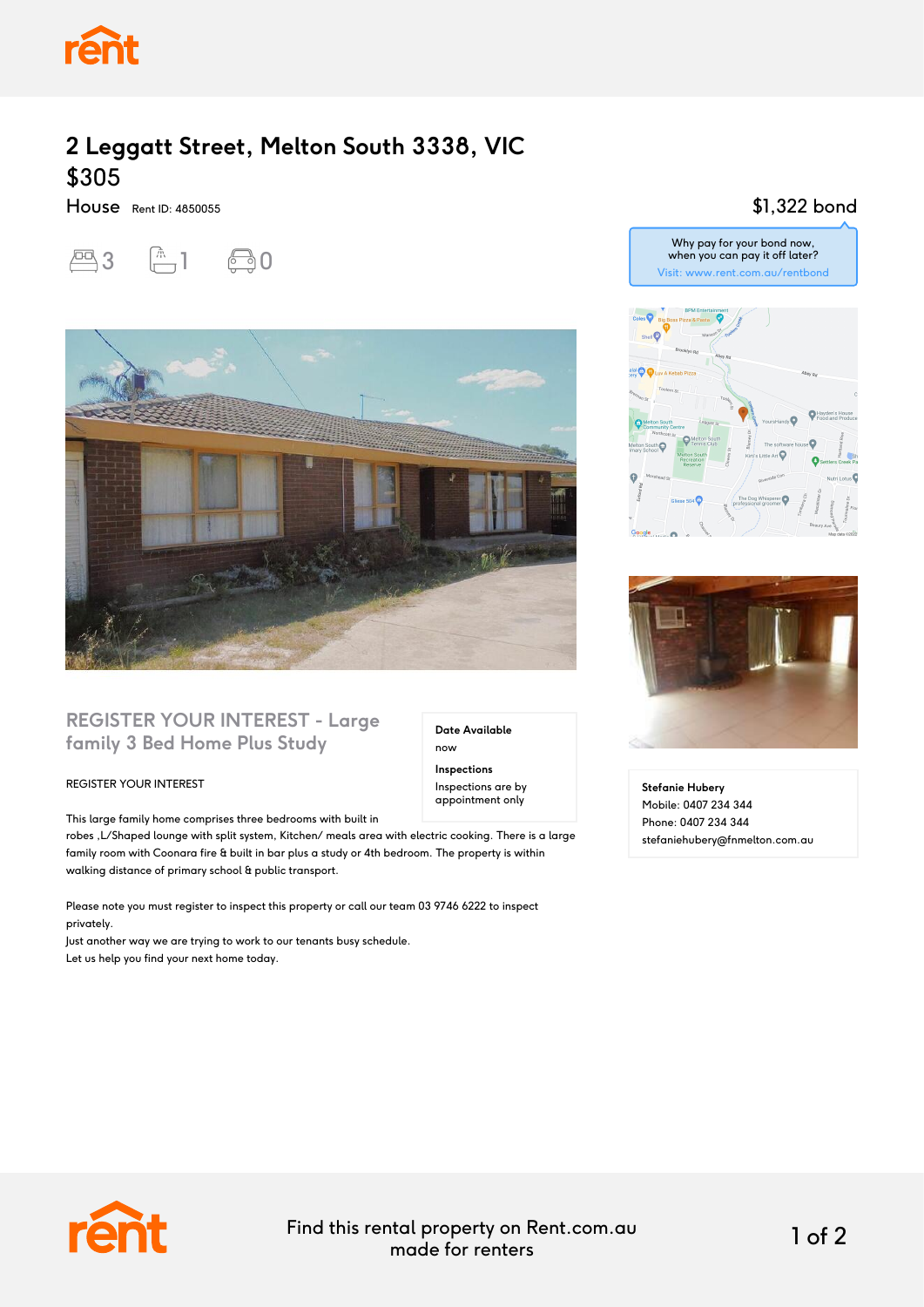# 2 Leggatt Street, Melton South 3338, VIC

## $305

House Rent ID: 4850055

3 1 0

$1,322 bond

Why pay for your bond now, when you can pay it off later?
Visit: www.rent.com.au/rentbond

### REGISTER YOUR INTEREST - Large family 3 Bed Home Plus Study

**Date Available**
now

**Inspections**
Inspections are by appointment only

REGISTER YOUR INTEREST

This large family home comprises three bedrooms with built in robes ,L/Shaped lounge with split system, Kitchen/ meals area with electric cooking. There is a large family room with Coonara fire & built in bar plus a study or 4th bedroom. The property is within walking distance of primary school & public transport.

Please note you must register to inspect this property or call our team 03 9746 6222 to inspect privately.
Just another way we are trying to work to our tenants busy schedule.
Let us help you find your next home today.

**Stefanie Hubery**
Mobile: 0407 234 344
Phone: 0407 234 344
stefaniehubery@fnmelton.com.au

Find this rental property on Rent.com.au made for renters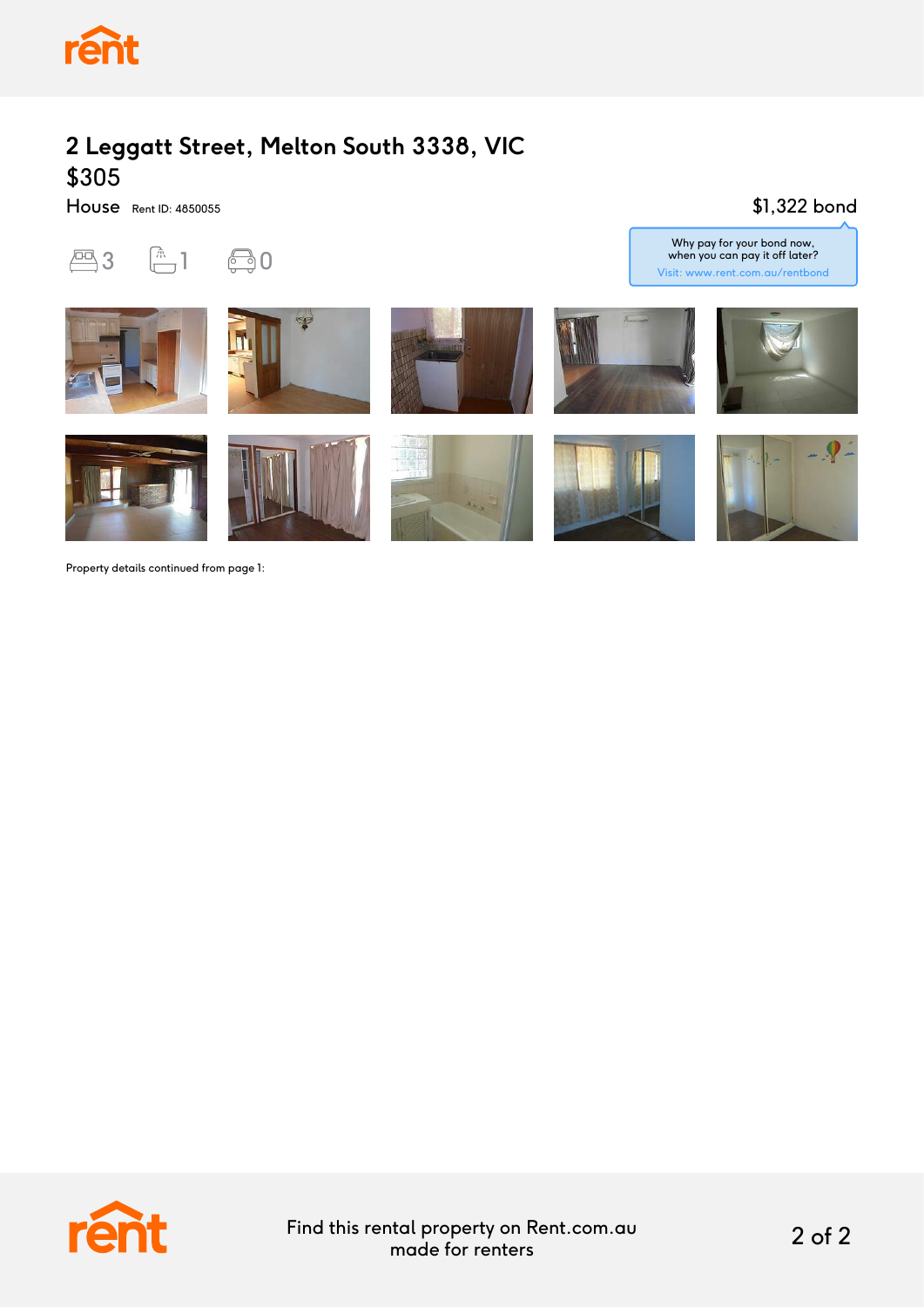# 2 Leggatt Street, Melton South 3338, VIC

$305

House Rent ID: 4850055

$1,322 bond

3 1 0

Why pay for your bond now, when you can pay it off later?
Visit: www.rent.com.au/rentbond

Property details continued from page 1:

Find this rental property on Rent.com.au made for renters